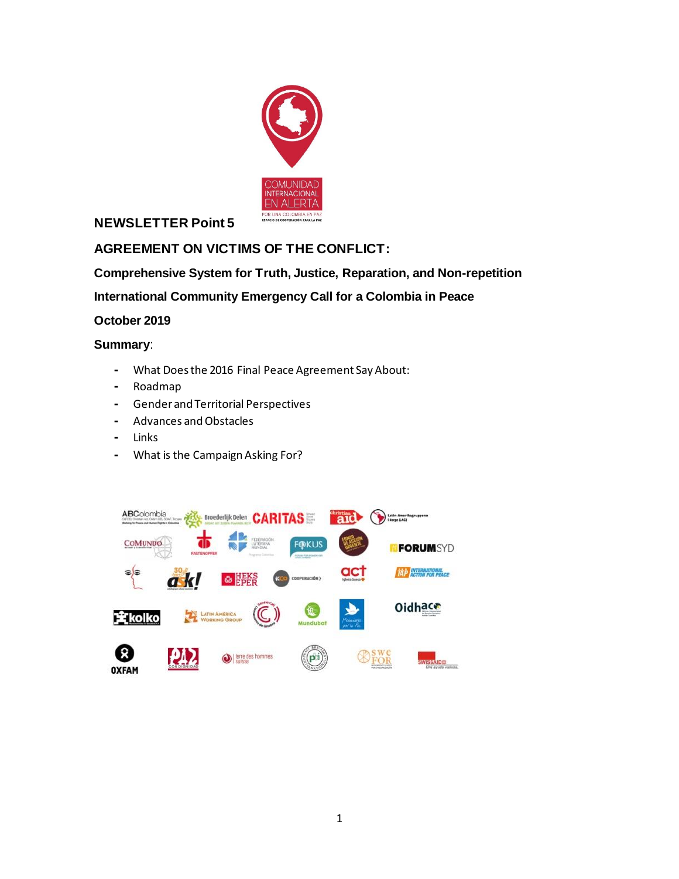**NEWSLETTER Point 5**

# AGREEMENT ON VICTIMS OF THE CONFLICT:

## Comprehensive System for Truth, Justice, Reparation, and Non-repetition

## International Community Emergency Call for a Colombia in Peace

**October 2019**

**Summary**:

- What Does the 2016 Final Peace Agreement Say About:
- Roadmap
- Gender and Territorial Perspectives
- Advances and Obstacles
- Links
- What is the Campaign Asking For?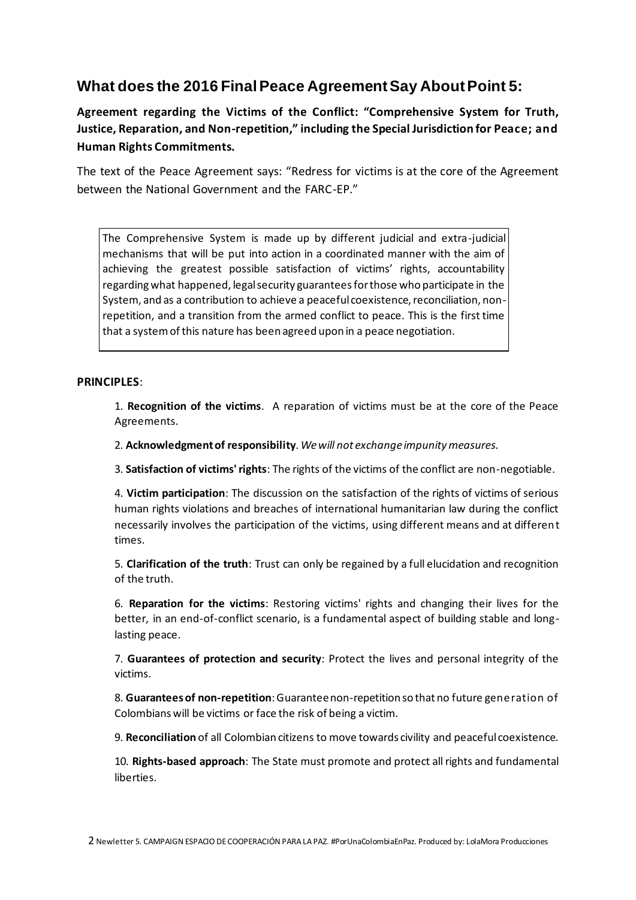## What does the 2016 Final Peace Agreement Say About Point 5:

**Agreement regarding the Victims of the Conflict: "Comprehensive System for Truth, Justice, Reparation, and Non-repetition," including the Special Jurisdiction for Peace; and Human Rights Commitments.**

The text of the Peace Agreement says: "Redress for victims is at the core of the Agreement between the National Government and the FARC-EP."

> The Comprehensive System is made up by different judicial and extra-judicial mechanisms that will be put into action in a coordinated manner with the aim of achieving the greatest possible satisfaction of victims' rights, accountability regarding what happened, legal security guarantees for those who participate in the System, and as a contribution to achieve a peaceful coexistence, reconciliation, non-repetition, and a transition from the armed conflict to peace. This is the first time that a system of this nature has been agreed upon in a peace negotiation.

**PRINCIPLES**:

1. **Recognition of the victims**. A reparation of victims must be at the core of the Peace Agreements.

2. **Acknowledgment of responsibility**. *We will not exchange impunity measures.*

3. **Satisfaction of victims' rights**: The rights of the victims of the conflict are non-negotiable.

4. **Victim participation**: The discussion on the satisfaction of the rights of victims of serious human rights violations and breaches of international humanitarian law during the conflict necessarily involves the participation of the victims, using different means and at different times.

5. **Clarification of the truth**: Trust can only be regained by a full elucidation and recognition of the truth.

6. **Reparation for the victims**: Restoring victims' rights and changing their lives for the better, in an end-of-conflict scenario, is a fundamental aspect of building stable and long-lasting peace.

7. **Guarantees of protection and security**: Protect the lives and personal integrity of the victims.

8. **Guarantees of non-repetition**: Guarantee non-repetition so that no future generation of Colombians will be victims or face the risk of being a victim.

9. **Reconciliation** of all Colombian citizens to move towards civility and peaceful coexistence.

10. **Rights-based approach**: The State must promote and protect all rights and fundamental liberties.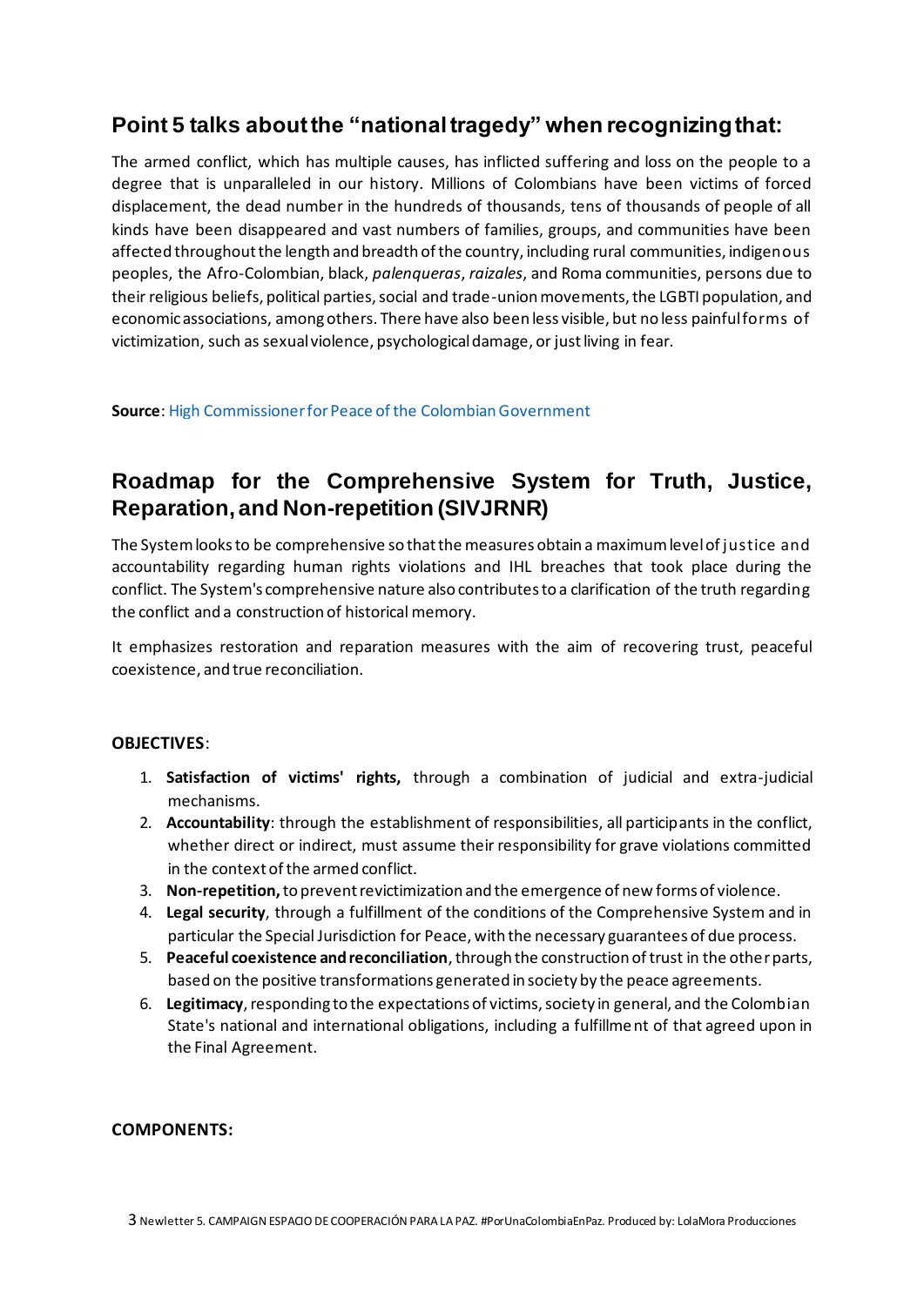## Point 5 talks about the "national tragedy" when recognizing that:

The armed conflict, which has multiple causes, has inflicted suffering and loss on the people to a degree that is unparalleled in our history. Millions of Colombians have been victims of forced displacement, the dead number in the hundreds of thousands, tens of thousands of people of all kinds have been disappeared and vast numbers of families, groups, and communities have been affected throughout the length and breadth of the country, including rural communities, indigenous peoples, the Afro-Colombian, black, *palenqueras*, *raizales*, and Roma communities, persons due to their religious beliefs, political parties, social and trade-union movements, the LGBTI population, and economic associations, among others. There have also been less visible, but no less painful forms of victimization, such as sexual violence, psychological damage, or just living in fear.

**Source**: High Commissioner for Peace of the Colombian Government

## Roadmap for the Comprehensive System for Truth, Justice, Reparation, and Non-repetition (SIVJRNR)

The System looks to be comprehensive so that the measures obtain a maximum level of justice and accountability regarding human rights violations and IHL breaches that took place during the conflict. The System's comprehensive nature also contributes to a clarification of the truth regarding the conflict and a construction of historical memory.

It emphasizes restoration and reparation measures with the aim of recovering trust, peaceful coexistence, and true reconciliation.

**OBJECTIVES**:

1. **Satisfaction of victims' rights,** through a combination of judicial and extra-judicial mechanisms.
2. **Accountability**: through the establishment of responsibilities, all participants in the conflict, whether direct or indirect, must assume their responsibility for grave violations committed in the context of the armed conflict.
3. **Non-repetition,** to prevent revictimization and the emergence of new forms of violence.
4. **Legal security**, through a fulfillment of the conditions of the Comprehensive System and in particular the Special Jurisdiction for Peace, with the necessary guarantees of due process.
5. **Peaceful coexistence and reconciliation**, through the construction of trust in the other parts, based on the positive transformations generated in society by the peace agreements.
6. **Legitimacy**, responding to the expectations of victims, society in general, and the Colombian State's national and international obligations, including a fulfillment of that agreed upon in the Final Agreement.

**COMPONENTS:**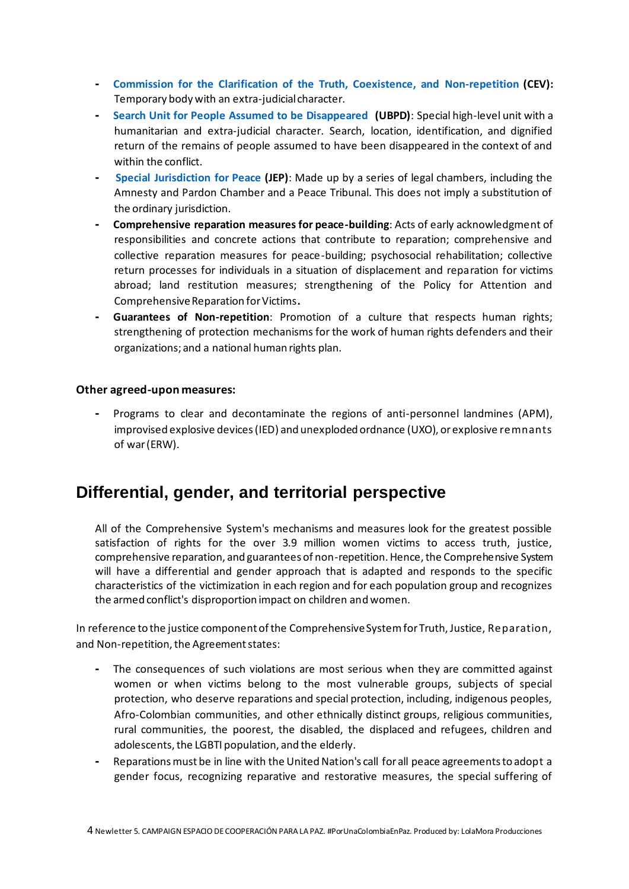- **Commission for the Clarification of the Truth, Coexistence, and Non-repetition (CEV):** Temporary body with an extra-judicial character.
- **Search Unit for People Assumed to be Disappeared (UBPD)**: Special high-level unit with a humanitarian and extra-judicial character. Search, location, identification, and dignified return of the remains of people assumed to have been disappeared in the context of and within the conflict.
- **Special Jurisdiction for Peace (JEP)**: Made up by a series of legal chambers, including the Amnesty and Pardon Chamber and a Peace Tribunal. This does not imply a substitution of the ordinary jurisdiction.
- **Comprehensive reparation measures for peace-building**: Acts of early acknowledgment of responsibilities and concrete actions that contribute to reparation; comprehensive and collective reparation measures for peace-building; psychosocial rehabilitation; collective return processes for individuals in a situation of displacement and reparation for victims abroad; land restitution measures; strengthening of the Policy for Attention and Comprehensive Reparation for Victims**.**
- **Guarantees of Non-repetition**: Promotion of a culture that respects human rights; strengthening of protection mechanisms for the work of human rights defenders and their organizations; and a national human rights plan.

**Other agreed-upon measures:**

- Programs to clear and decontaminate the regions of anti-personnel landmines (APM), improvised explosive devices (IED) and unexploded ordnance (UXO), or explosive remnants of war (ERW).

## Differential, gender, and territorial perspective

All of the Comprehensive System's mechanisms and measures look for the greatest possible satisfaction of rights for the over 3.9 million women victims to access truth, justice, comprehensive reparation, and guarantees of non-repetition. Hence, the Comprehensive System will have a differential and gender approach that is adapted and responds to the specific characteristics of the victimization in each region and for each population group and recognizes the armed conflict's disproportion impact on children and women.

In reference to the justice component of the Comprehensive System for Truth, Justice, Reparation, and Non-repetition, the Agreement states:

- The consequences of such violations are most serious when they are committed against women or when victims belong to the most vulnerable groups, subjects of special protection, who deserve reparations and special protection, including, indigenous peoples, Afro-Colombian communities, and other ethnically distinct groups, religious communities, rural communities, the poorest, the disabled, the displaced and refugees, children and adolescents, the LGBTI population, and the elderly.
- Reparations must be in line with the United Nation's call for all peace agreements to adopt a gender focus, recognizing reparative and restorative measures, the special suffering of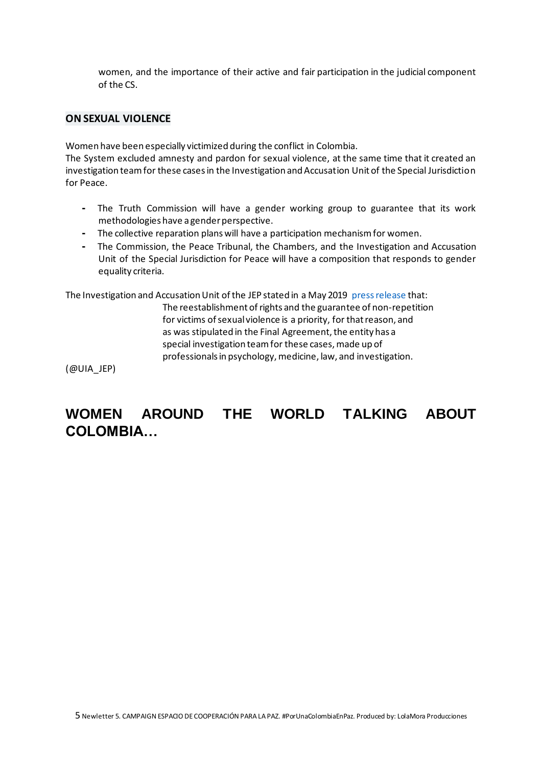women, and the importance of their active and fair participation in the judicial component of the CS.

### ON SEXUAL VIOLENCE

Women have been especially victimized during the conflict in Colombia.
The System excluded amnesty and pardon for sexual violence, at the same time that it created an investigation team for these cases in the Investigation and Accusation Unit of the Special Jurisdiction for Peace.

- The Truth Commission will have a gender working group to guarantee that its work methodologies have a gender perspective.
- The collective reparation plans will have a participation mechanism for women.
- The Commission, the Peace Tribunal, the Chambers, and the Investigation and Accusation Unit of the Special Jurisdiction for Peace will have a composition that responds to gender equality criteria.

The Investigation and Accusation Unit of the JEP stated in a May 2019 press release that:

> The reestablishment of rights and the guarantee of non-repetition for victims of sexual violence is a priority, for that reason, and as was stipulated in the Final Agreement, the entity has a special investigation team for these cases, made up of professionals in psychology, medicine, law, and investigation.

(@UIA_JEP)

## WOMEN AROUND THE WORLD TALKING ABOUT COLOMBIA…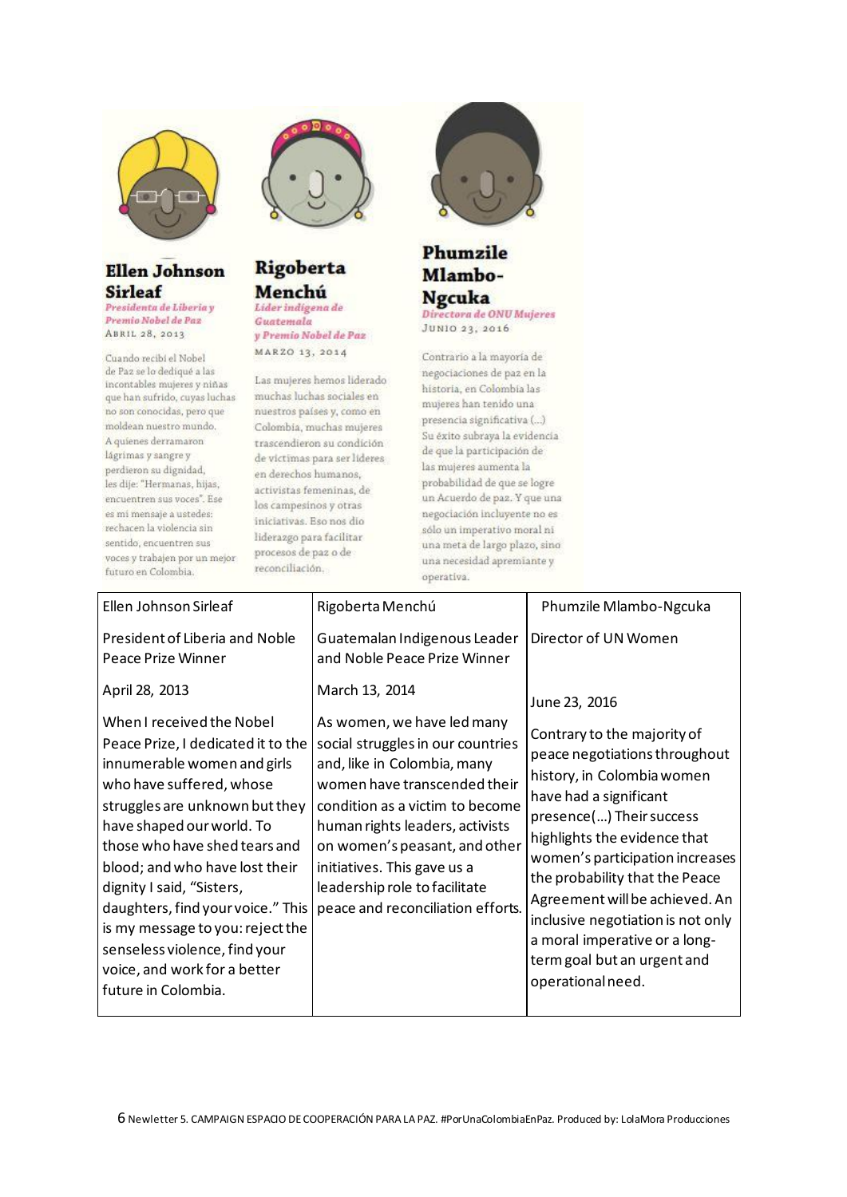**Ellen Johnson Sirleaf**

*Presidenta de Liberia y Premio Nobel de Paz*

ABRIL 28, 2013

Cuando recibí el Nobel de Paz se lo dediqué a las incontables mujeres y niñas que han sufrido, cuyas luchas no son conocidas, pero que moldean nuestro mundo. A quienes derramaron lágrimas y sangre y perdieron su dignidad, les dije: "Hermanas, hijas, encuentren sus voces". Ese es mi mensaje a ustedes: rechacen la violencia sin sentido, encuentren sus voces y trabajen por un mejor futuro en Colombia.

**Rigoberta Menchú**

*Líder indígena de Guatemala y Premio Nobel de Paz*

MARZO 13, 2014

Las mujeres hemos liderado muchas luchas sociales en nuestros países y, como en Colombia, muchas mujeres trascendieron su condición de víctimas para ser líderes en derechos humanos, activistas femeninas, de los campesinos y otras iniciativas. Eso nos dio liderazgo para facilitar procesos de paz o de reconciliación.

**Phumzile Mlambo-Ngcuka**

*Directora de ONU Mujeres*

JUNIO 23, 2016

Contrario a la mayoría de negociaciones de paz en la historia, en Colombia las mujeres han tenido una presencia significativa (...) Su éxito subraya la evidencia de que la participación de las mujeres aumenta la probabilidad de que se logre un Acuerdo de paz. Y que una negociación incluyente no es sólo un imperativo moral ni una meta de largo plazo, sino una necesidad apremiante y operativa.

| Ellen Johnson Sirleaf | Rigoberta Menchú | Phumzile Mlambo-Ngcuka |
|---|---|---|
| President of Liberia and Noble Peace Prize Winner | Guatemalan Indigenous Leader and Noble Peace Prize Winner | Director of UN Women |
| April 28, 2013 | March 13, 2014 | June 23, 2016 |
| When I received the Nobel Peace Prize, I dedicated it to the innumerable women and girls who have suffered, whose struggles are unknown but they have shaped our world. To those who have shed tears and blood; and who have lost their dignity I said, "Sisters, daughters, find your voice." This is my message to you: reject the senseless violence, find your voice, and work for a better future in Colombia. | As women, we have led many social struggles in our countries and, like in Colombia, many women have transcended their condition as a victim to become human rights leaders, activists on women's peasant, and other initiatives. This gave us a leadership role to facilitate peace and reconciliation efforts. | Contrary to the majority of peace negotiations throughout history, in Colombia women have had a significant presence(...) Their success highlights the evidence that women's participation increases the probability that the Peace Agreement will be achieved. An inclusive negotiation is not only a moral imperative or a long-term goal but an urgent and operational need. |

Newletter 5. CAMPAIGN ESPACIO DE COOPERACIÓN PARA LA PAZ. #PorUnaColombiaEnPaz. Produced by: LolaMora Producciones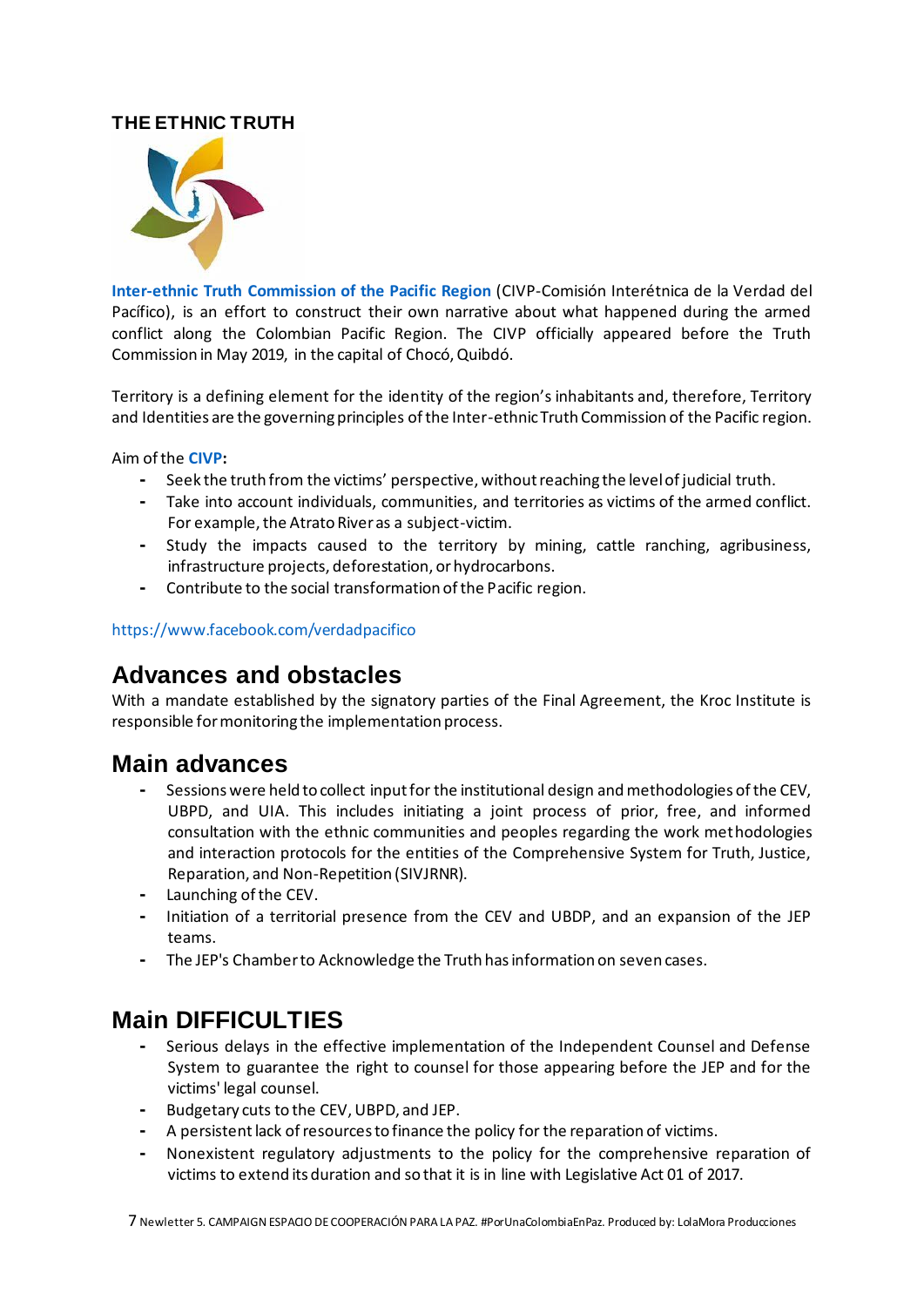**THE ETHNIC TRUTH**

**Inter-ethnic Truth Commission of the Pacific Region** (CIVP-Comisión Interétnica de la Verdad del Pacífico), is an effort to construct their own narrative about what happened during the armed conflict along the Colombian Pacific Region. The CIVP officially appeared before the Truth Commission in May 2019, in the capital of Chocó, Quibdó.

Territory is a defining element for the identity of the region's inhabitants and, therefore, Territory and Identities are the governing principles of the Inter-ethnic Truth Commission of the Pacific region.

Aim of the **CIVP**:

- Seek the truth from the victims' perspective, without reaching the level of judicial truth.
- Take into account individuals, communities, and territories as victims of the armed conflict. For example, the Atrato River as a subject-victim.
- Study the impacts caused to the territory by mining, cattle ranching, agribusiness, infrastructure projects, deforestation, or hydrocarbons.
- Contribute to the social transformation of the Pacific region.

https://www.facebook.com/verdadpacifico

## Advances and obstacles

With a mandate established by the signatory parties of the Final Agreement, the Kroc Institute is responsible for monitoring the implementation process.

## Main advances

- Sessions were held to collect input for the institutional design and methodologies of the CEV, UBPD, and UIA. This includes initiating a joint process of prior, free, and informed consultation with the ethnic communities and peoples regarding the work methodologies and interaction protocols for the entities of the Comprehensive System for Truth, Justice, Reparation, and Non-Repetition (SIVJRNR).
- Launching of the CEV.
- Initiation of a territorial presence from the CEV and UBDP, and an expansion of the JEP teams.
- The JEP's Chamber to Acknowledge the Truth has information on seven cases.

## Main DIFFICULTIES

- Serious delays in the effective implementation of the Independent Counsel and Defense System to guarantee the right to counsel for those appearing before the JEP and for the victims' legal counsel.
- Budgetary cuts to the CEV, UBPD, and JEP.
- A persistent lack of resources to finance the policy for the reparation of victims.
- Nonexistent regulatory adjustments to the policy for the comprehensive reparation of victims to extend its duration and so that it is in line with Legislative Act 01 of 2017.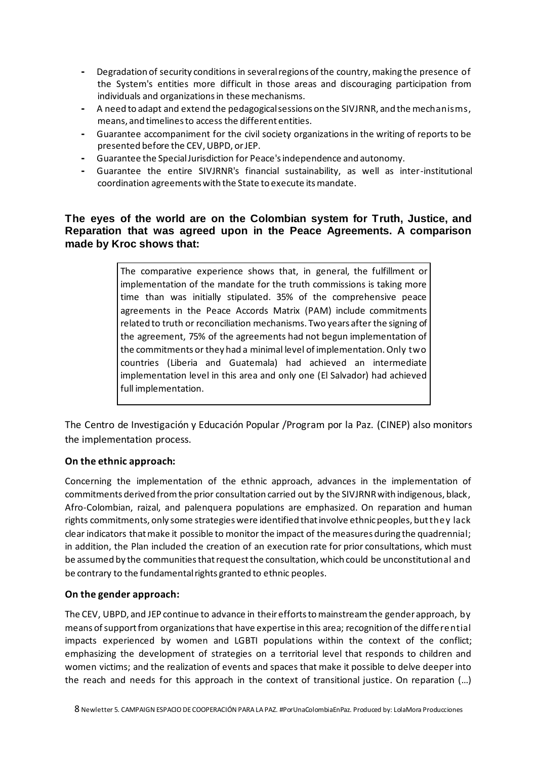- Degradation of security conditions in several regions of the country, making the presence of the System's entities more difficult in those areas and discouraging participation from individuals and organizations in these mechanisms.
- A need to adapt and extend the pedagogical sessions on the SIVJRNR, and the mechanisms, means, and timelines to access the different entities.
- Guarantee accompaniment for the civil society organizations in the writing of reports to be presented before the CEV, UBPD, or JEP.
- Guarantee the Special Jurisdiction for Peace's independence and autonomy.
- Guarantee the entire SIVJRNR's financial sustainability, as well as inter-institutional coordination agreements with the State to execute its mandate.

### The eyes of the world are on the Colombian system for Truth, Justice, and Reparation that was agreed upon in the Peace Agreements. A comparison made by Kroc shows that:

> The comparative experience shows that, in general, the fulfillment or implementation of the mandate for the truth commissions is taking more time than was initially stipulated. 35% of the comprehensive peace agreements in the Peace Accords Matrix (PAM) include commitments related to truth or reconciliation mechanisms. Two years after the signing of the agreement, 75% of the agreements had not begun implementation of the commitments or they had a minimal level of implementation. Only two countries (Liberia and Guatemala) had achieved an intermediate implementation level in this area and only one (El Salvador) had achieved full implementation.

The Centro de Investigación y Educación Popular /Program por la Paz. (CINEP) also monitors the implementation process.

**On the ethnic approach:**

Concerning the implementation of the ethnic approach, advances in the implementation of commitments derived from the prior consultation carried out by the SIVJRNR with indigenous, black, Afro-Colombian, raizal, and palenquera populations are emphasized. On reparation and human rights commitments, only some strategies were identified that involve ethnic peoples, but they lack clear indicators that make it possible to monitor the impact of the measures during the quadrennial; in addition, the Plan included the creation of an execution rate for prior consultations, which must be assumed by the communities that request the consultation, which could be unconstitutional and be contrary to the fundamental rights granted to ethnic peoples.

**On the gender approach:**

The CEV, UBPD, and JEP continue to advance in their efforts to mainstream the gender approach, by means of support from organizations that have expertise in this area; recognition of the differential impacts experienced by women and LGBTI populations within the context of the conflict; emphasizing the development of strategies on a territorial level that responds to children and women victims; and the realization of events and spaces that make it possible to delve deeper into the reach and needs for this approach in the context of transitional justice. On reparation (...)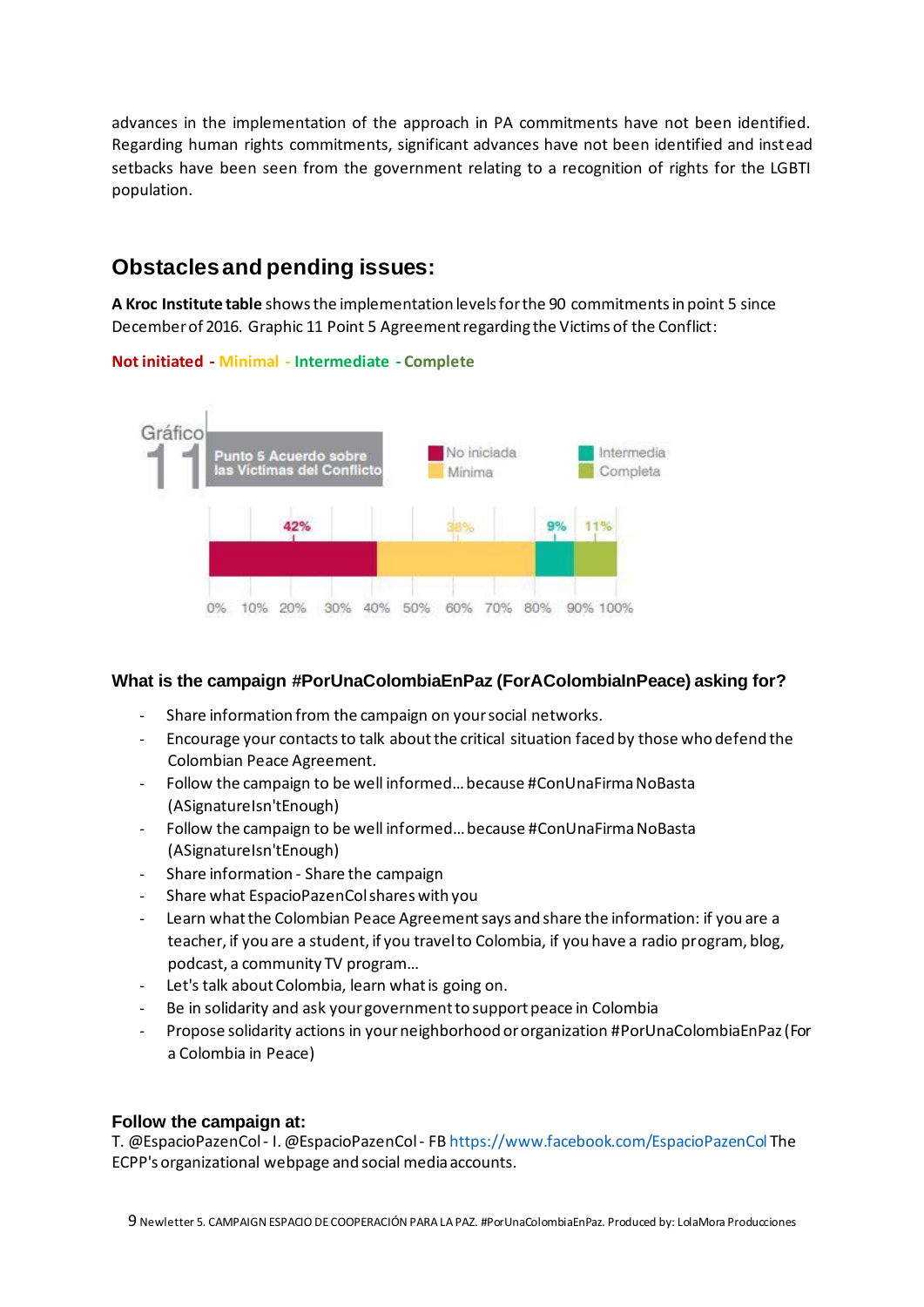advances in the implementation of the approach in PA commitments have not been identified. Regarding human rights commitments, significant advances have not been identified and instead setbacks have been seen from the government relating to a recognition of rights for the LGBTI population.

## Obstacles and pending issues:

**A Kroc Institute table** shows the implementation levels for the 90 commitments in point 5 since December of 2016. Graphic 11 Point 5 Agreement regarding the Victims of the Conflict:

Not initiated - Minimal - Intermediate - Complete

Gráfico 11

Punto 5 Acuerdo sobre las Víctimas del Conflicto

No iniciada
Mínima
Intermedia
Completa

42%
38%
9%
11%

0% 10% 20% 30% 40% 50% 60% 70% 80% 90% 100%

### What is the campaign #PorUnaColombiaEnPaz (ForAColombiaInPeace) asking for?

- Share information from the campaign on your social networks.
- Encourage your contacts to talk about the critical situation faced by those who defend the Colombian Peace Agreement.
- Follow the campaign to be well informed... because #ConUnaFirma NoBasta (ASignatureIsn'tEnough)
- Follow the campaign to be well informed... because #ConUnaFirma NoBasta (ASignatureIsn'tEnough)
- Share information - Share the campaign
- Share what EspacioPazenCol shares with you
- Learn what the Colombian Peace Agreement says and share the information: if you are a teacher, if you are a student, if you travel to Colombia, if you have a radio program, blog, podcast, a community TV program...
- Let's talk about Colombia, learn what is going on.
- Be in solidarity and ask your government to support peace in Colombia
- Propose solidarity actions in your neighborhood or organization #PorUnaColombiaEnPaz (For a Colombia in Peace)

### Follow the campaign at:

T. @EspacioPazenCol - I. @EspacioPazenCol - FB https://www.facebook.com/EspacioPazenCol The ECPP's organizational webpage and social media accounts.

Newletter 5. CAMPAIGN ESPACIO DE COOPERACIÓN PARA LA PAZ. #PorUnaColombiaEnPaz. Produced by: LolaMora Producciones